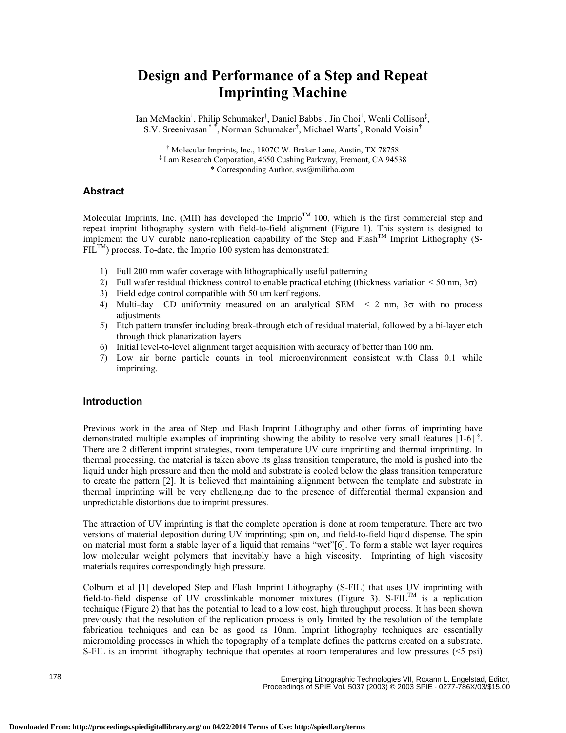# Design and Performance of a Step and Repeat Imprinting Machine

Ian McMackin[†], Philip Schumaker[†], Daniel Babbs[†], Jin Choi[†], Wenli Collison[‡], S.V. Sreenivasan[† *], Norman Schumaker[†], Michael Watts[†], Ronald Voisin[†]

[†] Molecular Imprints, Inc., 1807C W. Braker Lane, Austin, TX 78758
[‡] Lam Research Corporation, 4650 Cushing Parkway, Fremont, CA 94538
* Corresponding Author, svs@militho.com

## Abstract

Molecular Imprints, Inc. (MII) has developed the Imprio™ 100, which is the first commercial step and repeat imprint lithography system with field-to-field alignment (Figure 1). This system is designed to implement the UV curable nano-replication capability of the Step and Flash™ Imprint Lithography (S-FIL™) process. To-date, the Imprio 100 system has demonstrated:

1) Full 200 mm wafer coverage with lithographically useful patterning
2) Full wafer residual thickness control to enable practical etching (thickness variation < 50 nm, $3\sigma$)
3) Field edge control compatible with 50 um kerf regions.
4) Multi-day CD uniformity measured on an analytical SEM < 2 nm, $3\sigma$ with no process adjustments
5) Etch pattern transfer including break-through etch of residual material, followed by a bi-layer etch through thick planarization layers
6) Initial level-to-level alignment target acquisition with accuracy of better than 100 nm.
7) Low air borne particle counts in tool microenvironment consistent with Class 0.1 while imprinting.

## Introduction

Previous work in the area of Step and Flash Imprint Lithography and other forms of imprinting have demonstrated multiple examples of imprinting showing the ability to resolve very small features [1-6] [§]. There are 2 different imprint strategies, room temperature UV cure imprinting and thermal imprinting. In thermal processing, the material is taken above its glass transition temperature, the mold is pushed into the liquid under high pressure and then the mold and substrate is cooled below the glass transition temperature to create the pattern [2]. It is believed that maintaining alignment between the template and substrate in thermal imprinting will be very challenging due to the presence of differential thermal expansion and unpredictable distortions due to imprint pressures.

The attraction of UV imprinting is that the complete operation is done at room temperature. There are two versions of material deposition during UV imprinting; spin on, and field-to-field liquid dispense. The spin on material must form a stable layer of a liquid that remains "wet"[6]. To form a stable wet layer requires low molecular weight polymers that inevitably have a high viscosity. Imprinting of high viscosity materials requires correspondingly high pressure.

Colburn et al [1] developed Step and Flash Imprint Lithography (S-FIL) that uses UV imprinting with field-to-field dispense of UV crosslinkable monomer mixtures (Figure 3). S-FIL™ is a replication technique (Figure 2) that has the potential to lead to a low cost, high throughput process. It has been shown previously that the resolution of the replication process is only limited by the resolution of the template fabrication techniques and can be as good as 10nm. Imprint lithography techniques are essentially micromolding processes in which the topography of a template defines the patterns created on a substrate. S-FIL is an imprint lithography technique that operates at room temperatures and low pressures (<5 psi)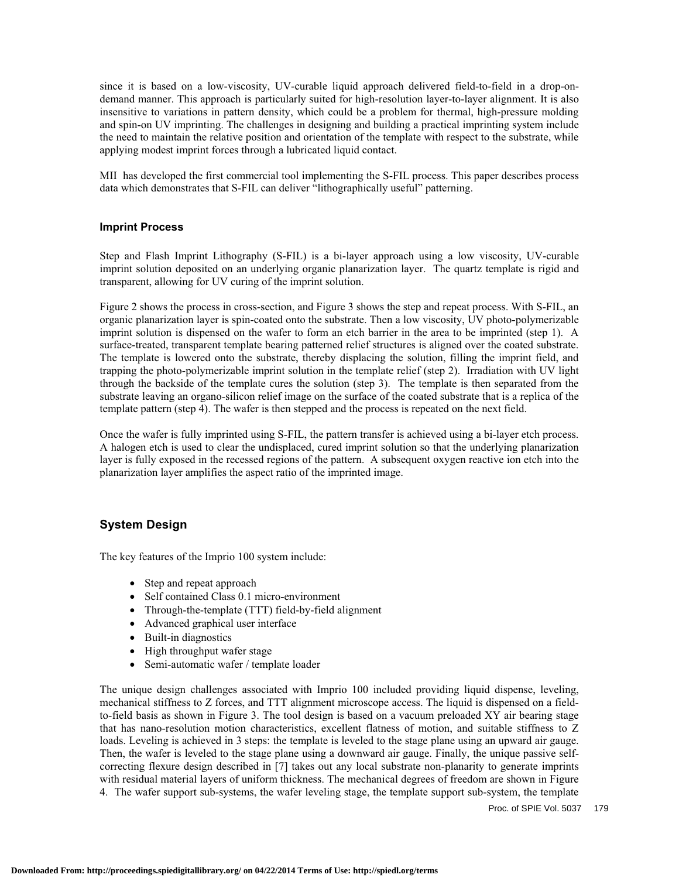since it is based on a low-viscosity, UV-curable liquid approach delivered field-to-field in a drop-on-demand manner. This approach is particularly suited for high-resolution layer-to-layer alignment. It is also insensitive to variations in pattern density, which could be a problem for thermal, high-pressure molding and spin-on UV imprinting. The challenges in designing and building a practical imprinting system include the need to maintain the relative position and orientation of the template with respect to the substrate, while applying modest imprint forces through a lubricated liquid contact.

MII has developed the first commercial tool implementing the S-FIL process. This paper describes process data which demonstrates that S-FIL can deliver "lithographically useful" patterning.

### Imprint Process

Step and Flash Imprint Lithography (S-FIL) is a bi-layer approach using a low viscosity, UV-curable imprint solution deposited on an underlying organic planarization layer. The quartz template is rigid and transparent, allowing for UV curing of the imprint solution.

Figure 2 shows the process in cross-section, and Figure 3 shows the step and repeat process. With S-FIL, an organic planarization layer is spin-coated onto the substrate. Then a low viscosity, UV photo-polymerizable imprint solution is dispensed on the wafer to form an etch barrier in the area to be imprinted (step 1). A surface-treated, transparent template bearing patterned relief structures is aligned over the coated substrate. The template is lowered onto the substrate, thereby displacing the solution, filling the imprint field, and trapping the photo-polymerizable imprint solution in the template relief (step 2). Irradiation with UV light through the backside of the template cures the solution (step 3). The template is then separated from the substrate leaving an organo-silicon relief image on the surface of the coated substrate that is a replica of the template pattern (step 4). The wafer is then stepped and the process is repeated on the next field.

Once the wafer is fully imprinted using S-FIL, the pattern transfer is achieved using a bi-layer etch process. A halogen etch is used to clear the undisplaced, cured imprint solution so that the underlying planarization layer is fully exposed in the recessed regions of the pattern. A subsequent oxygen reactive ion etch into the planarization layer amplifies the aspect ratio of the imprinted image.

## System Design

The key features of the Imprio 100 system include:

- Step and repeat approach
- Self contained Class 0.1 micro-environment
- Through-the-template (TTT) field-by-field alignment
- Advanced graphical user interface
- Built-in diagnostics
- High throughput wafer stage
- Semi-automatic wafer / template loader

The unique design challenges associated with Imprio 100 included providing liquid dispense, leveling, mechanical stiffness to Z forces, and TTT alignment microscope access. The liquid is dispensed on a field-to-field basis as shown in Figure 3. The tool design is based on a vacuum preloaded XY air bearing stage that has nano-resolution motion characteristics, excellent flatness of motion, and suitable stiffness to Z loads. Leveling is achieved in 3 steps: the template is leveled to the stage plane using an upward air gauge. Then, the wafer is leveled to the stage plane using a downward air gauge. Finally, the unique passive self-correcting flexure design described in [7] takes out any local substrate non-planarity to generate imprints with residual material layers of uniform thickness. The mechanical degrees of freedom are shown in Figure 4. The wafer support sub-systems, the wafer leveling stage, the template support sub-system, the template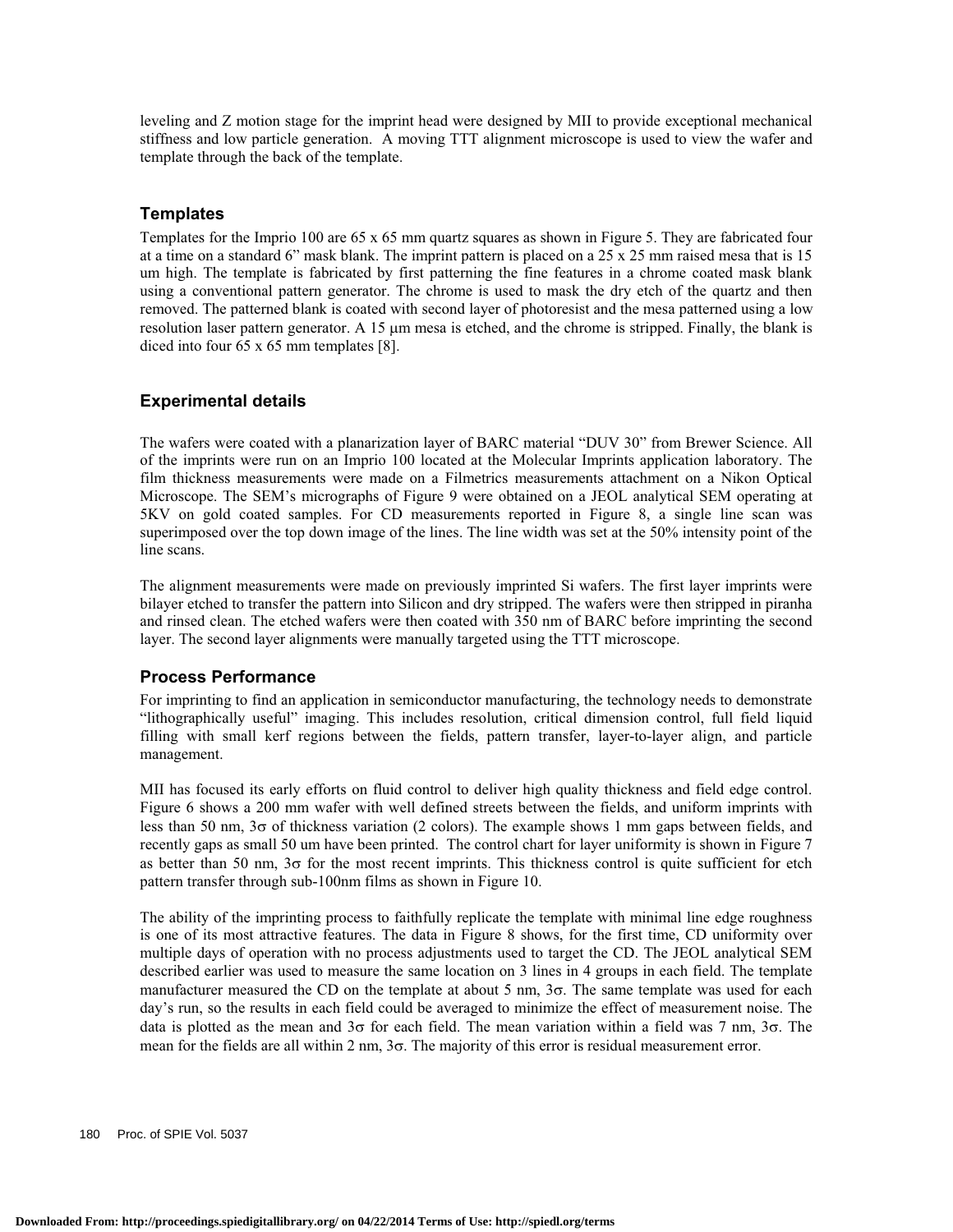leveling and Z motion stage for the imprint head were designed by MII to provide exceptional mechanical stiffness and low particle generation. A moving TTT alignment microscope is used to view the wafer and template through the back of the template.

## Templates

Templates for the Imprio 100 are 65 x 65 mm quartz squares as shown in Figure 5. They are fabricated four at a time on a standard 6" mask blank. The imprint pattern is placed on a 25 x 25 mm raised mesa that is 15 um high. The template is fabricated by first patterning the fine features in a chrome coated mask blank using a conventional pattern generator. The chrome is used to mask the dry etch of the quartz and then removed. The patterned blank is coated with second layer of photoresist and the mesa patterned using a low resolution laser pattern generator. A 15 μm mesa is etched, and the chrome is stripped. Finally, the blank is diced into four 65 x 65 mm templates [8].

## Experimental details

The wafers were coated with a planarization layer of BARC material "DUV 30" from Brewer Science. All of the imprints were run on an Imprio 100 located at the Molecular Imprints application laboratory. The film thickness measurements were made on a Filmetrics measurements attachment on a Nikon Optical Microscope. The SEM's micrographs of Figure 9 were obtained on a JEOL analytical SEM operating at 5KV on gold coated samples. For CD measurements reported in Figure 8, a single line scan was superimposed over the top down image of the lines. The line width was set at the 50% intensity point of the line scans.

The alignment measurements were made on previously imprinted Si wafers. The first layer imprints were bilayer etched to transfer the pattern into Silicon and dry stripped. The wafers were then stripped in piranha and rinsed clean. The etched wafers were then coated with 350 nm of BARC before imprinting the second layer. The second layer alignments were manually targeted using the TTT microscope.

## Process Performance

For imprinting to find an application in semiconductor manufacturing, the technology needs to demonstrate "lithographically useful" imaging. This includes resolution, critical dimension control, full field liquid filling with small kerf regions between the fields, pattern transfer, layer-to-layer align, and particle management.

MII has focused its early efforts on fluid control to deliver high quality thickness and field edge control. Figure 6 shows a 200 mm wafer with well defined streets between the fields, and uniform imprints with less than 50 nm, 3σ of thickness variation (2 colors). The example shows 1 mm gaps between fields, and recently gaps as small 50 um have been printed. The control chart for layer uniformity is shown in Figure 7 as better than 50 nm, 3σ for the most recent imprints. This thickness control is quite sufficient for etch pattern transfer through sub-100nm films as shown in Figure 10.

The ability of the imprinting process to faithfully replicate the template with minimal line edge roughness is one of its most attractive features. The data in Figure 8 shows, for the first time, CD uniformity over multiple days of operation with no process adjustments used to target the CD. The JEOL analytical SEM described earlier was used to measure the same location on 3 lines in 4 groups in each field. The template manufacturer measured the CD on the template at about 5 nm, 3σ. The same template was used for each day's run, so the results in each field could be averaged to minimize the effect of measurement noise. The data is plotted as the mean and 3σ for each field. The mean variation within a field was 7 nm, 3σ. The mean for the fields are all within 2 nm, 3σ. The majority of this error is residual measurement error.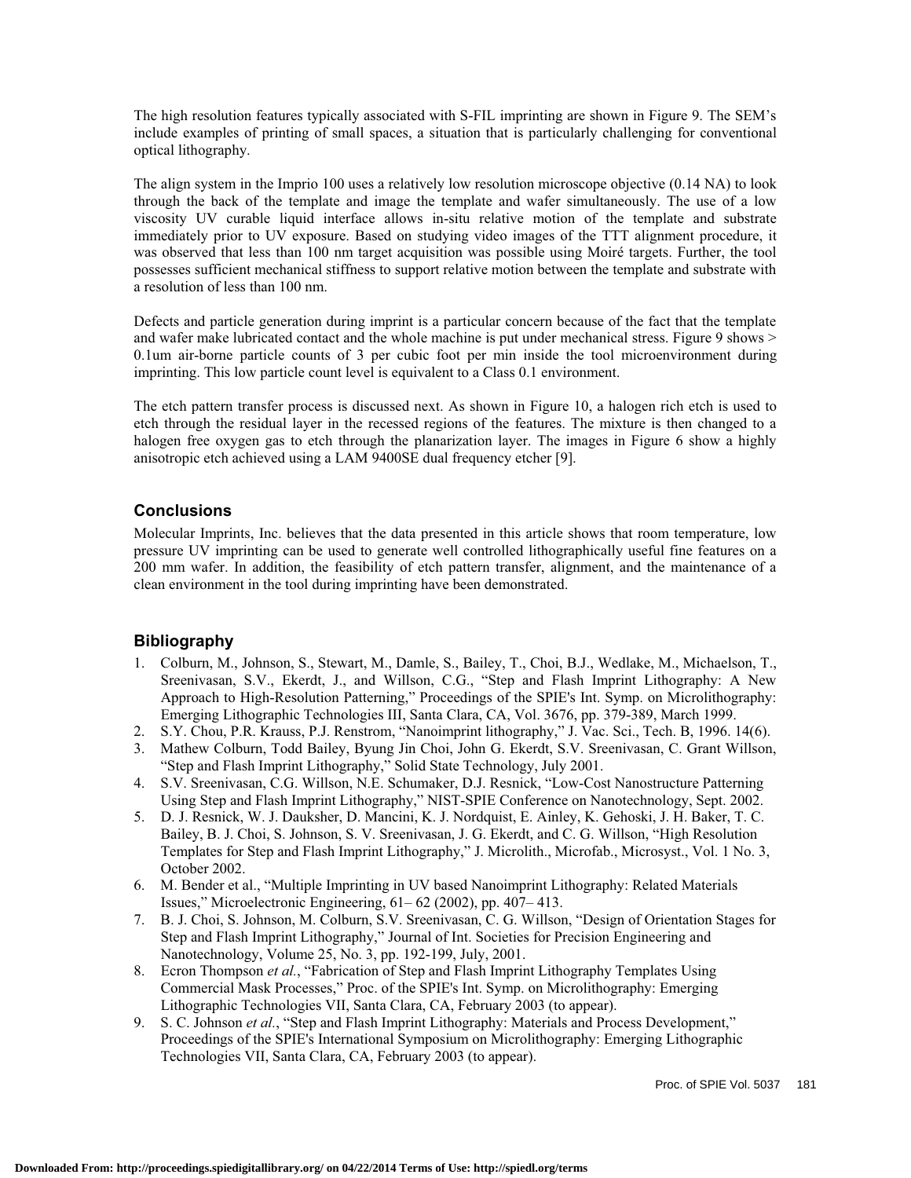The high resolution features typically associated with S-FIL imprinting are shown in Figure 9. The SEM's include examples of printing of small spaces, a situation that is particularly challenging for conventional optical lithography.

The align system in the Imprio 100 uses a relatively low resolution microscope objective (0.14 NA) to look through the back of the template and image the template and wafer simultaneously. The use of a low viscosity UV curable liquid interface allows in-situ relative motion of the template and substrate immediately prior to UV exposure. Based on studying video images of the TTT alignment procedure, it was observed that less than 100 nm target acquisition was possible using Moiré targets. Further, the tool possesses sufficient mechanical stiffness to support relative motion between the template and substrate with a resolution of less than 100 nm.

Defects and particle generation during imprint is a particular concern because of the fact that the template and wafer make lubricated contact and the whole machine is put under mechanical stress. Figure 9 shows > 0.1um air-borne particle counts of 3 per cubic foot per min inside the tool microenvironment during imprinting. This low particle count level is equivalent to a Class 0.1 environment.

The etch pattern transfer process is discussed next. As shown in Figure 10, a halogen rich etch is used to etch through the residual layer in the recessed regions of the features. The mixture is then changed to a halogen free oxygen gas to etch through the planarization layer. The images in Figure 6 show a highly anisotropic etch achieved using a LAM 9400SE dual frequency etcher [9].

## Conclusions

Molecular Imprints, Inc. believes that the data presented in this article shows that room temperature, low pressure UV imprinting can be used to generate well controlled lithographically useful fine features on a 200 mm wafer. In addition, the feasibility of etch pattern transfer, alignment, and the maintenance of a clean environment in the tool during imprinting have been demonstrated.

## Bibliography

1. Colburn, M., Johnson, S., Stewart, M., Damle, S., Bailey, T., Choi, B.J., Wedlake, M., Michaelson, T., Sreenivasan, S.V., Ekerdt, J., and Willson, C.G., "Step and Flash Imprint Lithography: A New Approach to High-Resolution Patterning," Proceedings of the SPIE's Int. Symp. on Microlithography: Emerging Lithographic Technologies III, Santa Clara, CA, Vol. 3676, pp. 379-389, March 1999.
2. S.Y. Chou, P.R. Krauss, P.J. Renstrom, "Nanoimprint lithography," J. Vac. Sci., Tech. B, 1996. 14(6).
3. Mathew Colburn, Todd Bailey, Byung Jin Choi, John G. Ekerdt, S.V. Sreenivasan, C. Grant Willson, "Step and Flash Imprint Lithography," Solid State Technology, July 2001.
4. S.V. Sreenivasan, C.G. Willson, N.E. Schumaker, D.J. Resnick, "Low-Cost Nanostructure Patterning Using Step and Flash Imprint Lithography," NIST-SPIE Conference on Nanotechnology, Sept. 2002.
5. D. J. Resnick, W. J. Dauksher, D. Mancini, K. J. Nordquist, E. Ainley, K. Gehoski, J. H. Baker, T. C. Bailey, B. J. Choi, S. Johnson, S. V. Sreenivasan, J. G. Ekerdt, and C. G. Willson, "High Resolution Templates for Step and Flash Imprint Lithography," J. Microlith., Microfab., Microsyst., Vol. 1 No. 3, October 2002.
6. M. Bender et al., "Multiple Imprinting in UV based Nanoimprint Lithography: Related Materials Issues," Microelectronic Engineering, 61– 62 (2002), pp. 407– 413.
7. B. J. Choi, S. Johnson, M. Colburn, S.V. Sreenivasan, C. G. Willson, "Design of Orientation Stages for Step and Flash Imprint Lithography," Journal of Int. Societies for Precision Engineering and Nanotechnology, Volume 25, No. 3, pp. 192-199, July, 2001.
8. Ecron Thompson *et al.*, "Fabrication of Step and Flash Imprint Lithography Templates Using Commercial Mask Processes," Proc. of the SPIE's Int. Symp. on Microlithography: Emerging Lithographic Technologies VII, Santa Clara, CA, February 2003 (to appear).
9. S. C. Johnson *et al.*, "Step and Flash Imprint Lithography: Materials and Process Development," Proceedings of the SPIE's International Symposium on Microlithography: Emerging Lithographic Technologies VII, Santa Clara, CA, February 2003 (to appear).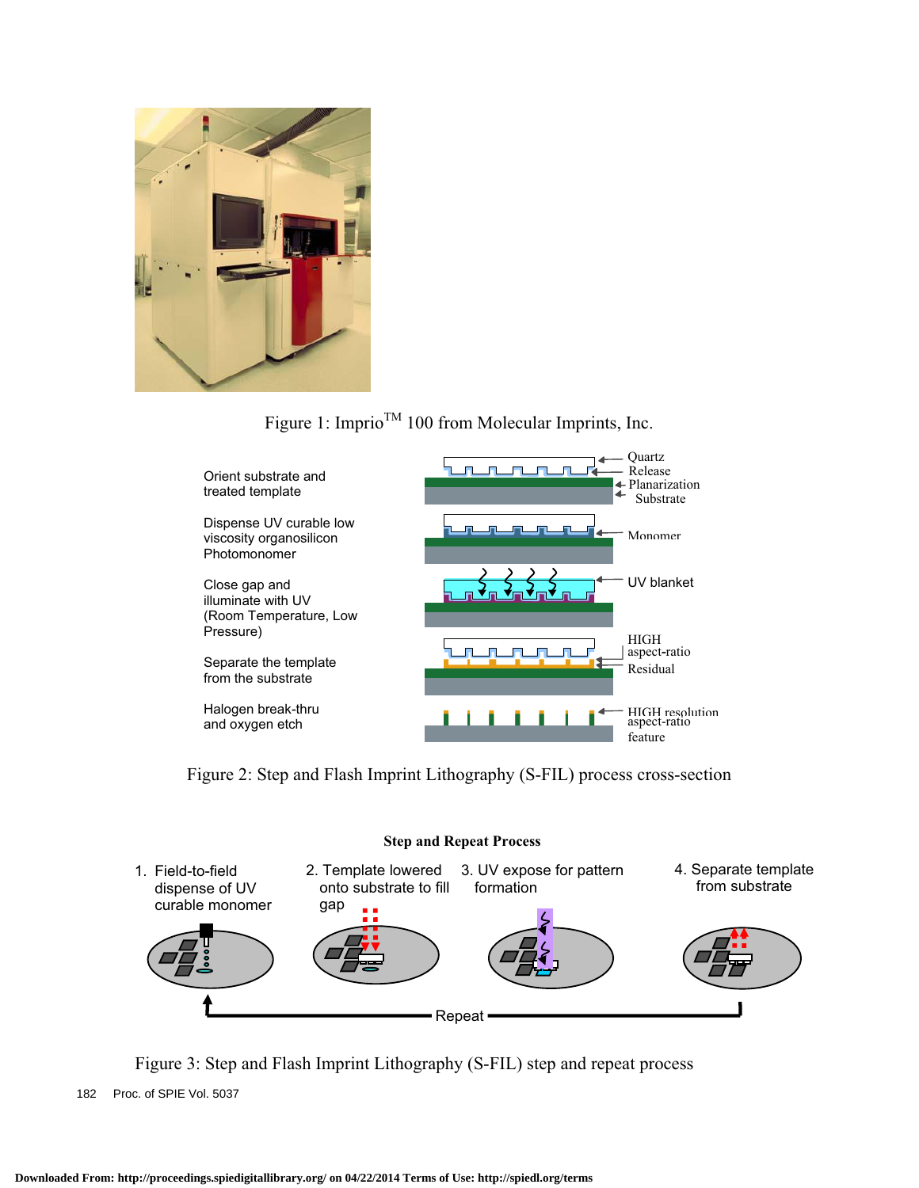Figure 1: Imprio$^{TM}$ 100 from Molecular Imprints, Inc.

Figure 2: Step and Flash Imprint Lithography (S-FIL) process cross-section

Figure 3: Step and Flash Imprint Lithography (S-FIL) step and repeat process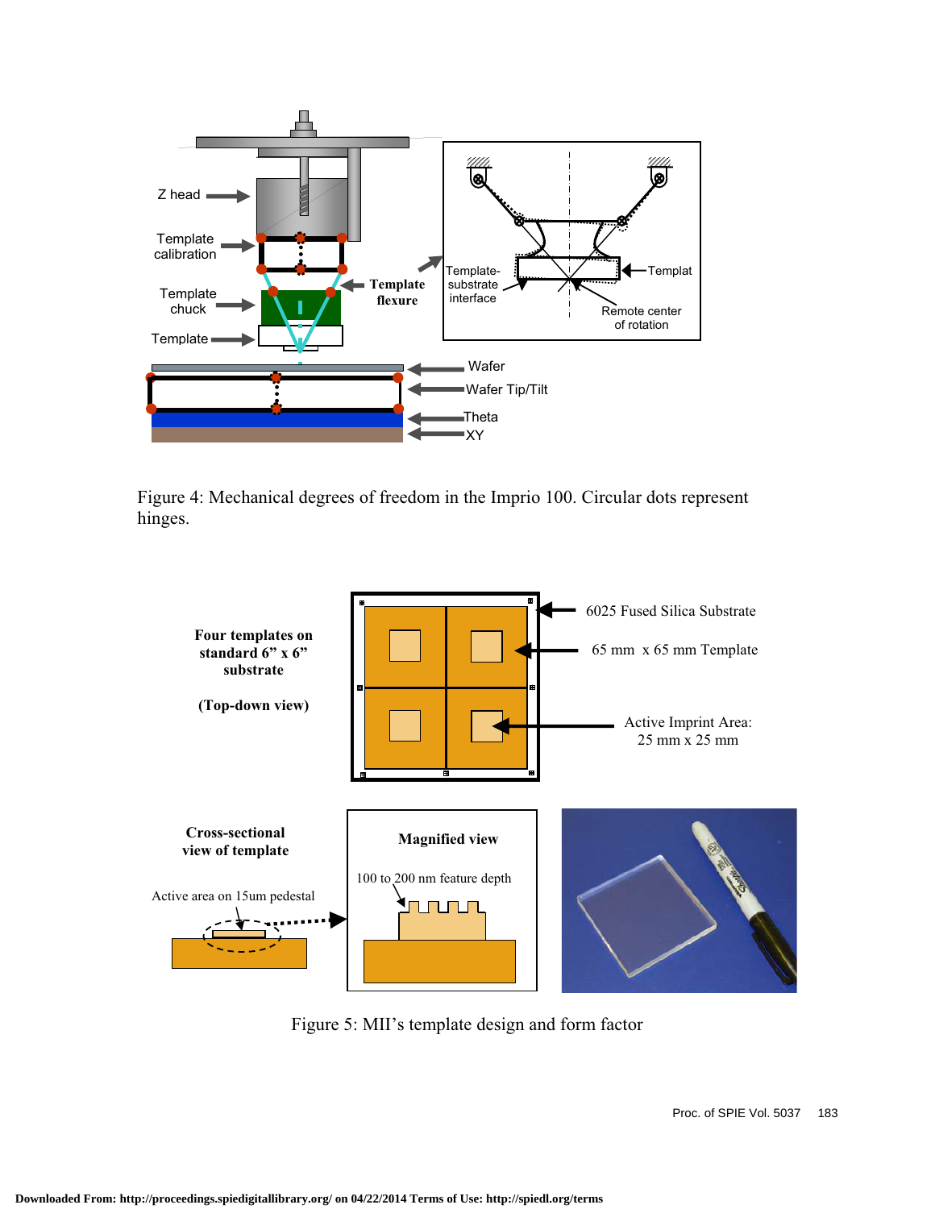Figure 4: Mechanical degrees of freedom in the Imprio 100. Circular dots represent hinges.

Figure 5: MII's template design and form factor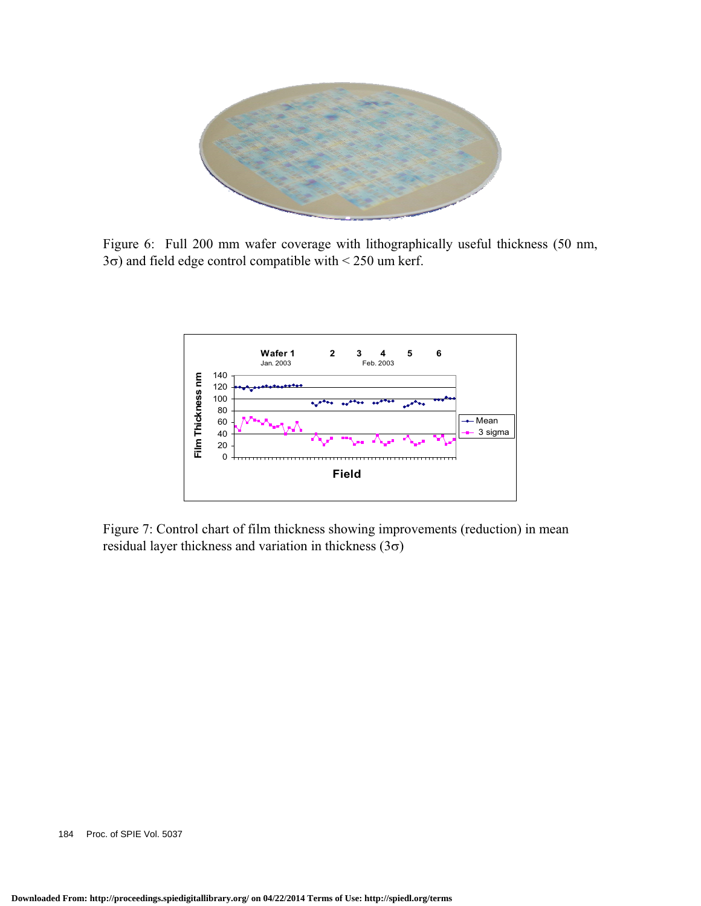Figure 6: Full 200 mm wafer coverage with lithographically useful thickness (50 nm, $3\sigma$) and field edge control compatible with < 250 um kerf.

Figure 7: Control chart of film thickness showing improvements (reduction) in mean residual layer thickness and variation in thickness ($3\sigma$)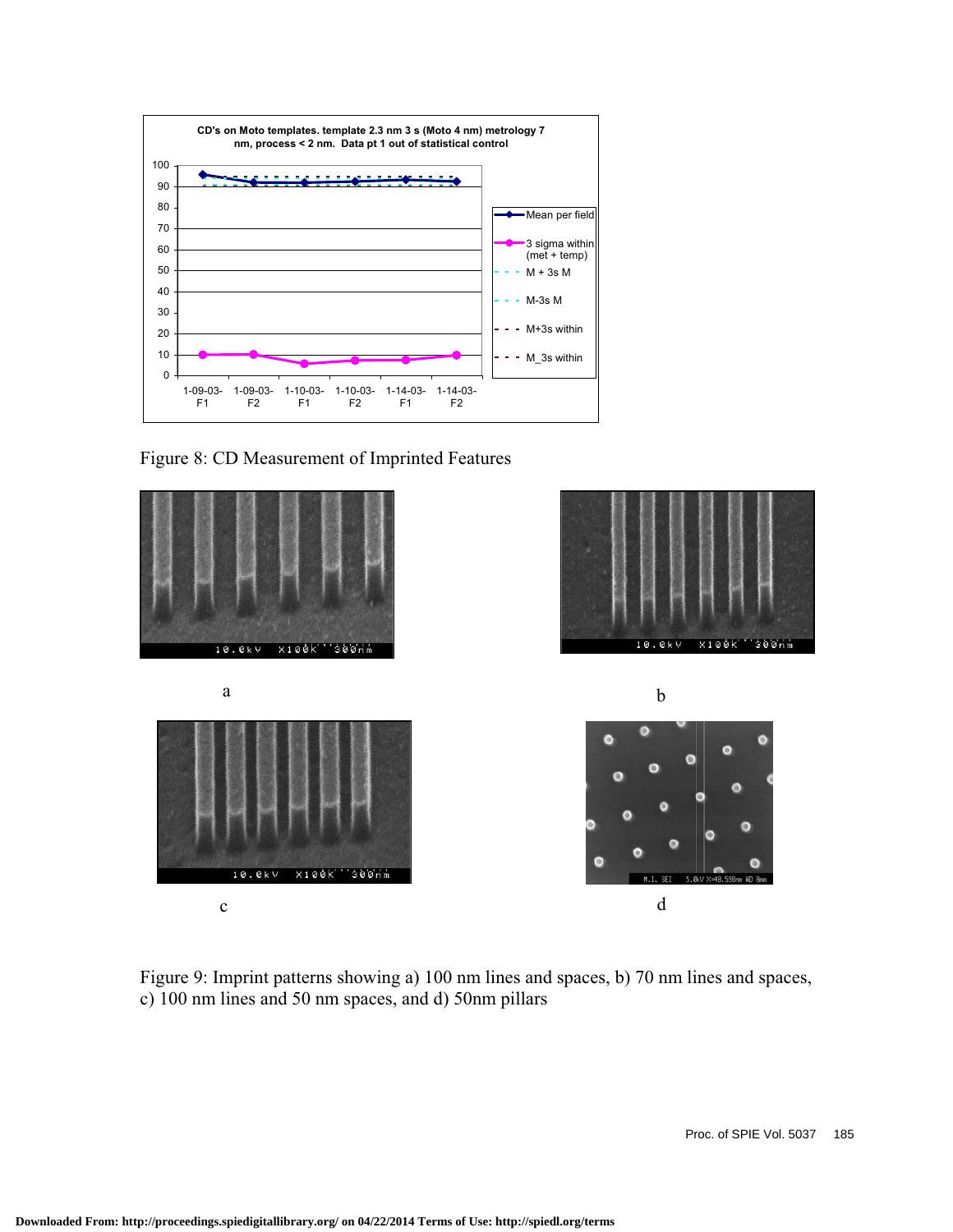Figure 8: CD Measurement of Imprinted Features

a

b

c

d

Figure 9: Imprint patterns showing a) 100 nm lines and spaces, b) 70 nm lines and spaces, c) 100 nm lines and 50 nm spaces, and d) 50nm pillars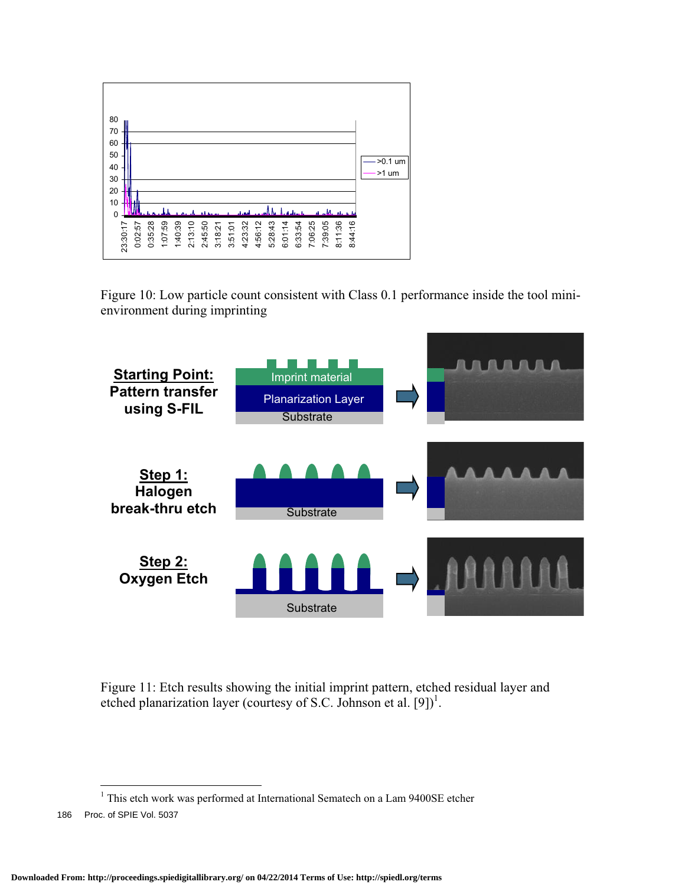80
70
60
50
40
30
20
10
0

23:30:17
0:02:57
0:35:28
1:07:59
1:40:39
2:13:10
2:45:50
3:18:21
3:51:01
4:23:32
4:56:12
5:28:43
6:01:14
6:33:54
7:06:25
7:39:05
8:11:36
8:44:16

>0.1 um
>1 um

Figure 10: Low particle count consistent with Class 0.1 performance inside the tool mini-environment during imprinting

**Starting Point:**
**Pattern transfer using S-FIL**

Imprint material
Planarization Layer
Substrate

**Step 1:**
**Halogen break-thru etch**

Substrate

**Step 2:**
**Oxygen Etch**

Substrate

Figure 11: Etch results showing the initial imprint pattern, etched residual layer and etched planarization layer (courtesy of S.C. Johnson et al. [9])[1].

---

[1] This etch work was performed at International Sematech on a Lam 9400SE etcher